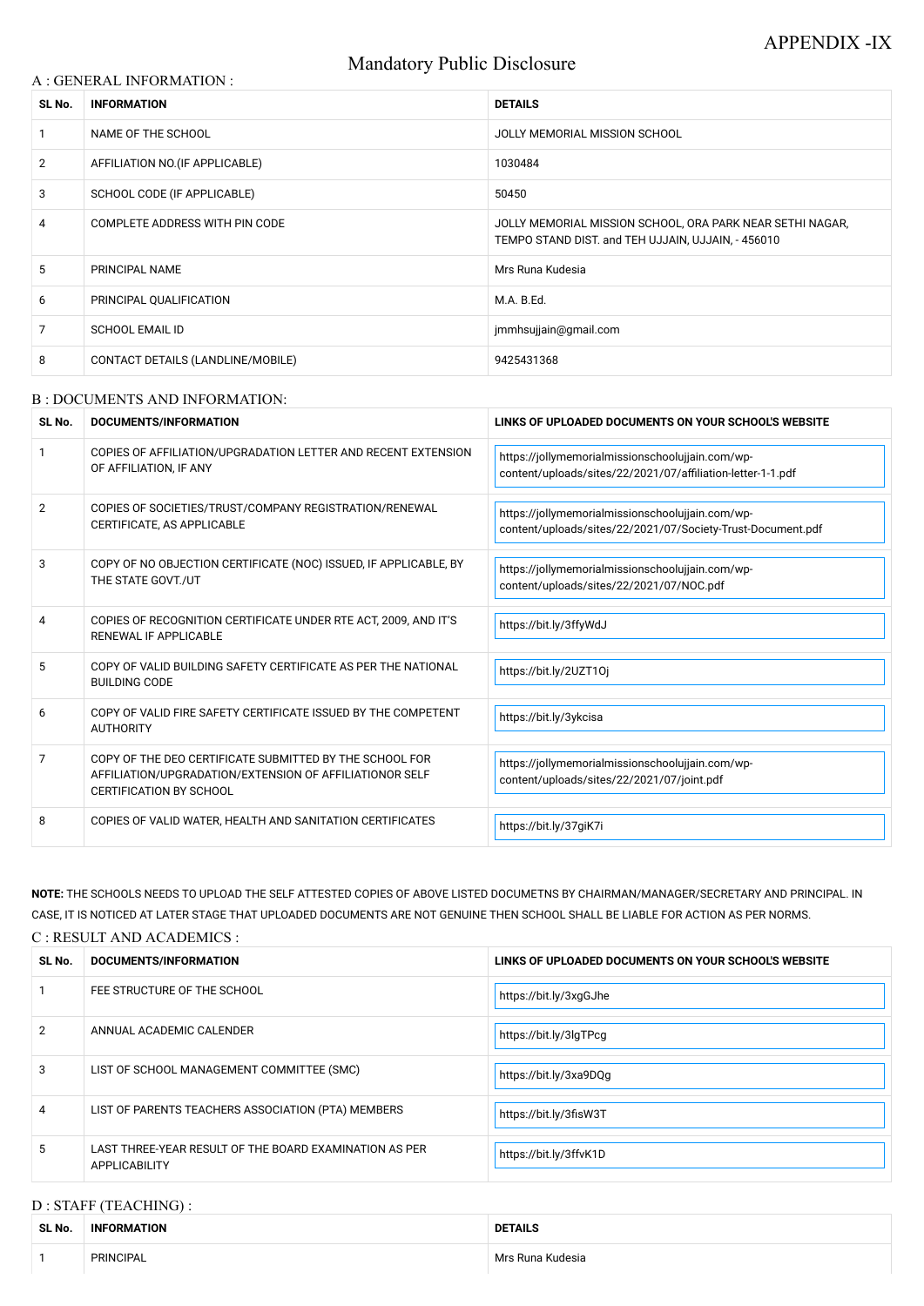APPENDIX -IX

# Mandatory Public Disclosure

## A : GENERAL INFORMATION :

| SL No. | INFORMATION | DETAILS |
|---|---|---|
| 1 | NAME OF THE SCHOOL | JOLLY MEMORIAL MISSION SCHOOL |
| 2 | AFFILIATION NO.(IF APPLICABLE) | 1030484 |
| 3 | SCHOOL CODE (IF APPLICABLE) | 50450 |
| 4 | COMPLETE ADDRESS WITH PIN CODE | JOLLY MEMORIAL MISSION SCHOOL, ORA PARK NEAR SETHI NAGAR, TEMPO STAND DIST. and TEH UJJAIN, UJJAIN, - 456010 |
| 5 | PRINCIPAL NAME | Mrs Runa Kudesia |
| 6 | PRINCIPAL QUALIFICATION | M.A. B.Ed. |
| 7 | SCHOOL EMAIL ID | jmmhsujjain@gmail.com |
| 8 | CONTACT DETAILS (LANDLINE/MOBILE) | 9425431368 |

## B : DOCUMENTS AND INFORMATION:

| SL No. | DOCUMENTS/INFORMATION | LINKS OF UPLOADED DOCUMENTS ON YOUR SCHOOL'S WEBSITE |
|---|---|---|
| 1 | COPIES OF AFFILIATION/UPGRADATION LETTER AND RECENT EXTENSION OF AFFILIATION, IF ANY | https://jollymemorialmissionschoolujjain.com/wp-content/uploads/sites/22/2021/07/affiliation-letter-1-1.pdf |
| 2 | COPIES OF SOCIETIES/TRUST/COMPANY REGISTRATION/RENEWAL CERTIFICATE, AS APPLICABLE | https://jollymemorialmissionschoolujjain.com/wp-content/uploads/sites/22/2021/07/Society-Trust-Document.pdf |
| 3 | COPY OF NO OBJECTION CERTIFICATE (NOC) ISSUED, IF APPLICABLE, BY THE STATE GOVT./UT | https://jollymemorialmissionschoolujjain.com/wp-content/uploads/sites/22/2021/07/NOC.pdf |
| 4 | COPIES OF RECOGNITION CERTIFICATE UNDER RTE ACT, 2009, AND IT'S RENEWAL IF APPLICABLE | https://bit.ly/3ffyWdJ |
| 5 | COPY OF VALID BUILDING SAFETY CERTIFICATE AS PER THE NATIONAL BUILDING CODE | https://bit.ly/2UZT1Oj |
| 6 | COPY OF VALID FIRE SAFETY CERTIFICATE ISSUED BY THE COMPETENT AUTHORITY | https://bit.ly/3ykcisa |
| 7 | COPY OF THE DEO CERTIFICATE SUBMITTED BY THE SCHOOL FOR AFFILIATION/UPGRADATION/EXTENSION OF AFFILIATIONOR SELF CERTIFICATION BY SCHOOL | https://jollymemorialmissionschoolujjain.com/wp-content/uploads/sites/22/2021/07/joint.pdf |
| 8 | COPIES OF VALID WATER, HEALTH AND SANITATION CERTIFICATES | https://bit.ly/37giK7i |

**NOTE:** THE SCHOOLS NEEDS TO UPLOAD THE SELF ATTESTED COPIES OF ABOVE LISTED DOCUMETNS BY CHAIRMAN/MANAGER/SECRETARY AND PRINCIPAL. IN CASE, IT IS NOTICED AT LATER STAGE THAT UPLOADED DOCUMENTS ARE NOT GENUINE THEN SCHOOL SHALL BE LIABLE FOR ACTION AS PER NORMS.

## C : RESULT AND ACADEMICS :

| SL No. | DOCUMENTS/INFORMATION | LINKS OF UPLOADED DOCUMENTS ON YOUR SCHOOL'S WEBSITE |
|---|---|---|
| 1 | FEE STRUCTURE OF THE SCHOOL | https://bit.ly/3xgGJhe |
| 2 | ANNUAL ACADEMIC CALENDER | https://bit.ly/3lgTPcg |
| 3 | LIST OF SCHOOL MANAGEMENT COMMITTEE (SMC) | https://bit.ly/3xa9DQg |
| 4 | LIST OF PARENTS TEACHERS ASSOCIATION (PTA) MEMBERS | https://bit.ly/3fisW3T |
| 5 | LAST THREE-YEAR RESULT OF THE BOARD EXAMINATION AS PER APPLICABILITY | https://bit.ly/3ffvK1D |

## D : STAFF (TEACHING) :

| SL No. | INFORMATION | DETAILS |
|---|---|---|
| 1 | PRINCIPAL | Mrs Runa Kudesia |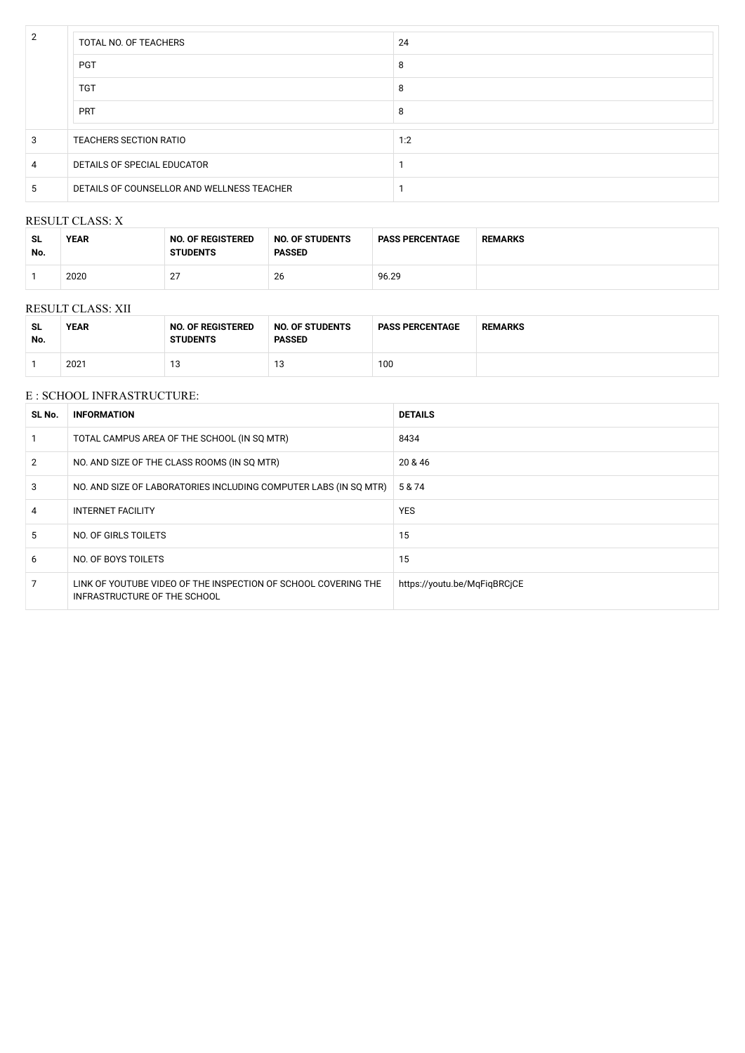| | | |
|---|---|---|
| 2 | TOTAL NO. OF TEACHERS | 24 |
| | PGT | 8 |
| | TGT | 8 |
| | PRT | 8 |
| 3 | TEACHERS SECTION RATIO | 1:2 |
| 4 | DETAILS OF SPECIAL EDUCATOR | 1 |
| 5 | DETAILS OF COUNSELLOR AND WELLNESS TEACHER | 1 |

## RESULT CLASS: X

| SL No. | YEAR | NO. OF REGISTERED STUDENTS | NO. OF STUDENTS PASSED | PASS PERCENTAGE | REMARKS |
|---|---|---|---|---|---|
| 1 | 2020 | 27 | 26 | 96.29 | |

## RESULT CLASS: XII

| SL No. | YEAR | NO. OF REGISTERED STUDENTS | NO. OF STUDENTS PASSED | PASS PERCENTAGE | REMARKS |
|---|---|---|---|---|---|
| 1 | 2021 | 13 | 13 | 100 | |

## E : SCHOOL INFRASTRUCTURE:

| SL No. | INFORMATION | DETAILS |
|---|---|---|
| 1 | TOTAL CAMPUS AREA OF THE SCHOOL (IN SQ MTR) | 8434 |
| 2 | NO. AND SIZE OF THE CLASS ROOMS (IN SQ MTR) | 20 & 46 |
| 3 | NO. AND SIZE OF LABORATORIES INCLUDING COMPUTER LABS (IN SQ MTR) | 5 & 74 |
| 4 | INTERNET FACILITY | YES |
| 5 | NO. OF GIRLS TOILETS | 15 |
| 6 | NO. OF BOYS TOILETS | 15 |
| 7 | LINK OF YOUTUBE VIDEO OF THE INSPECTION OF SCHOOL COVERING THE INFRASTRUCTURE OF THE SCHOOL | https://youtu.be/MqFiqBRCjCE |